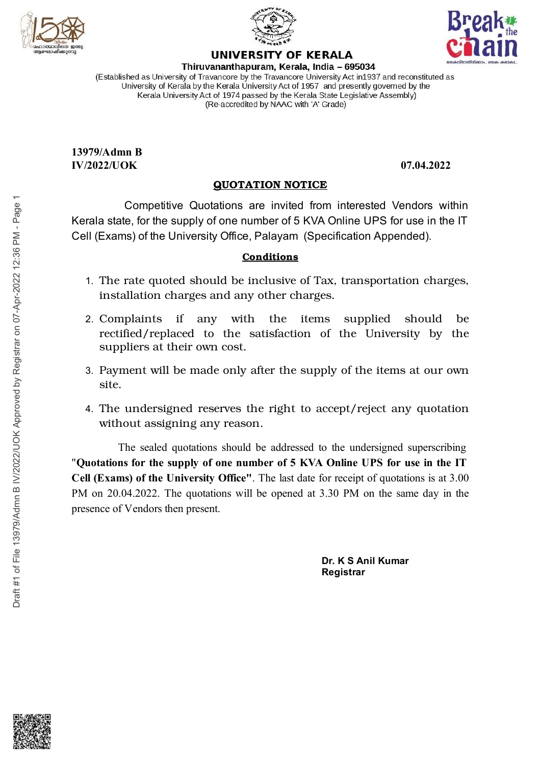# UNIVERSITY OF KERALA

**Thiruvananthapuram, Kerala, India – 695034**

(Established as University of Travancore by the Travancore University Act in1937 and reconstituted as University of Kerala by the Kerala University Act of 1957 and presently governed by the Kerala University Act of 1974 passed by the Kerala State Legislative Assembly)
(Re-accredited by NAAC with 'A' Grade)

**13979/Admn B**
**IV/2022/UOK** **07.04.2022**

## QUOTATION NOTICE

Competitive Quotations are invited from interested Vendors within Kerala state, for the supply of one number of 5 KVA Online UPS for use in the IT Cell (Exams) of the University Office, Palayam (Specification Appended).

### Conditions

1. The rate quoted should be inclusive of Tax, transportation charges, installation charges and any other charges.
2. Complaints if any with the items supplied should be rectified/replaced to the satisfaction of the University by the suppliers at their own cost.
3. Payment will be made only after the supply of the items at our own site.
4. The undersigned reserves the right to accept/reject any quotation without assigning any reason.

The sealed quotations should be addressed to the undersigned superscribing **"Quotations for the supply of one number of 5 KVA Online UPS for use in the IT Cell (Exams) of the University Office"**. The last date for receipt of quotations is at 3.00 PM on 20.04.2022. The quotations will be opened at 3.30 PM on the same day in the presence of Vendors then present.

**Dr. K S Anil Kumar**
**Registrar**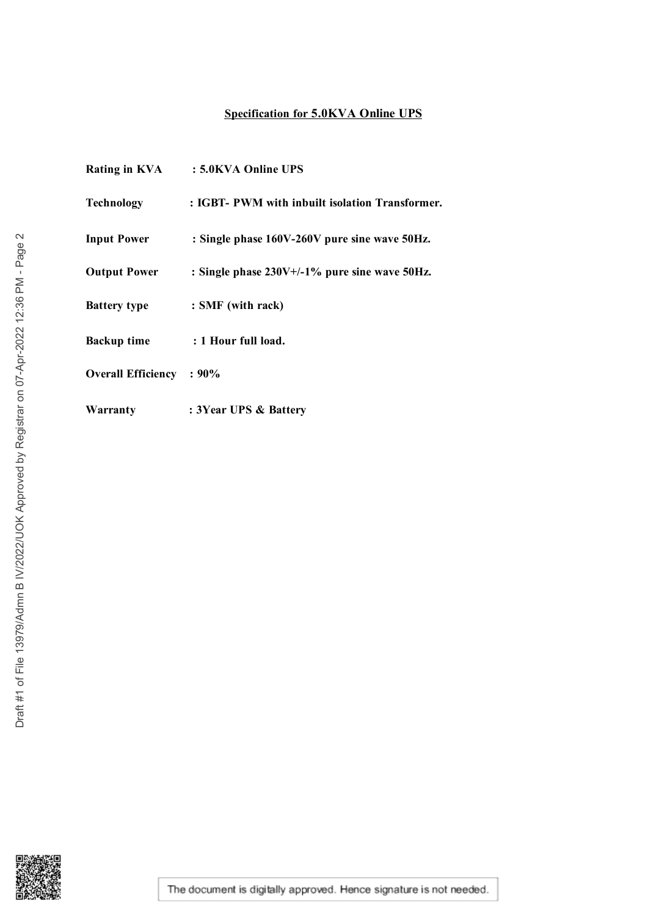## Specification for 5.0KVA Online UPS

**Rating in KVA** : **5.0KVA Online UPS**

**Technology** : **IGBT- PWM with inbuilt isolation Transformer.**

**Input Power** : **Single phase 160V-260V pure sine wave 50Hz.**

**Output Power** : **Single phase 230V+/-1% pure sine wave 50Hz.**

**Battery type** : **SMF (with rack)**

**Backup time** : **1 Hour full load.**

**Overall Efficiency** : **90%**

**Warranty** : **3Year UPS & Battery**